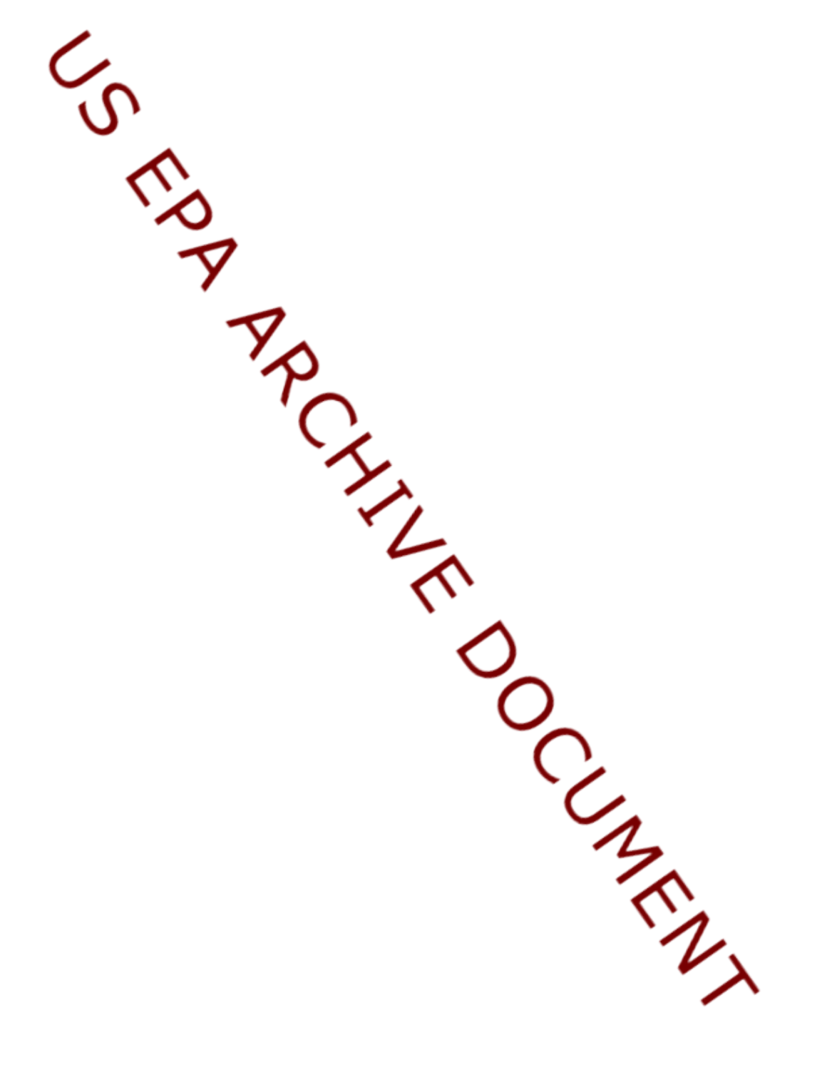US EPA ARCHIVE DOCUMENT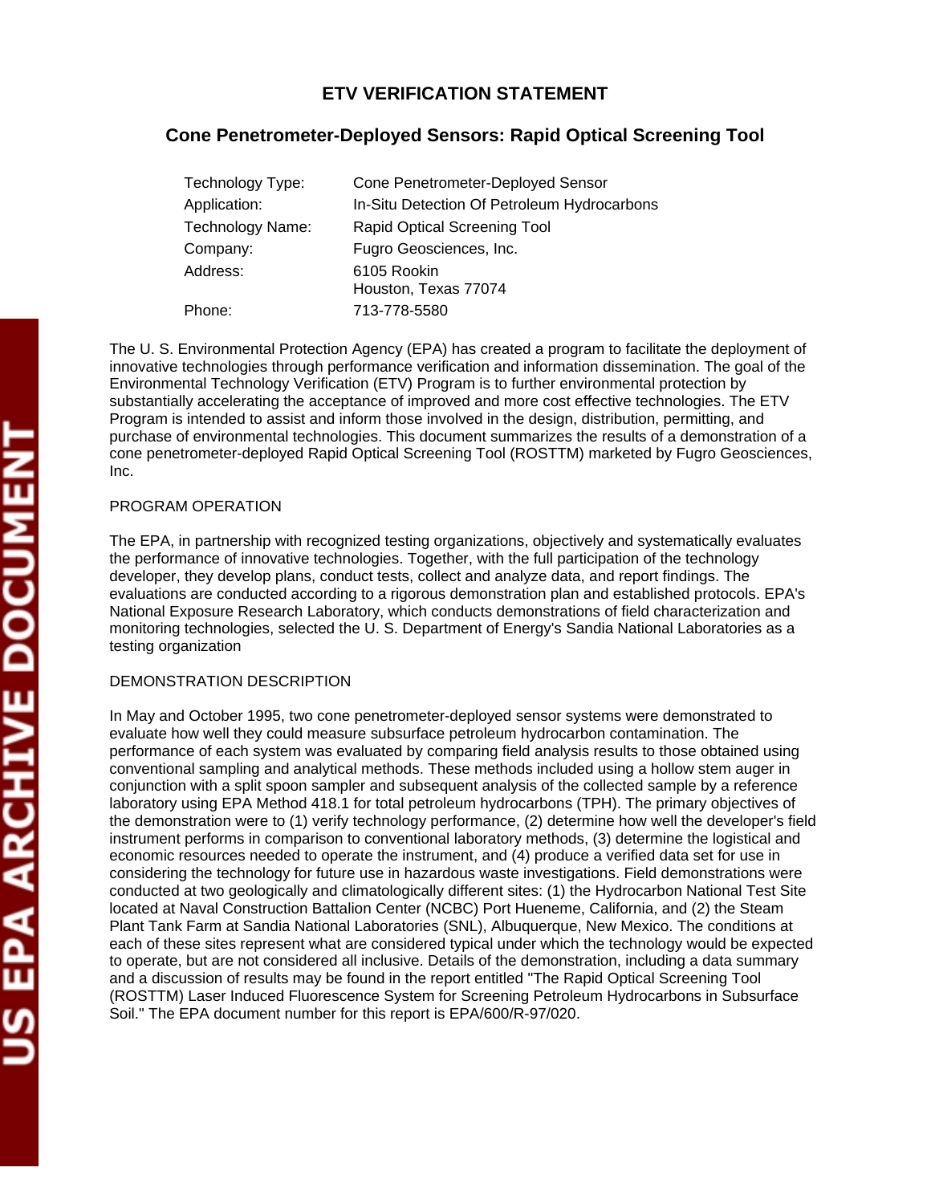# ETV VERIFICATION STATEMENT

## Cone Penetrometer-Deployed Sensors: Rapid Optical Screening Tool

| | |
|---|---|
| Technology Type: | Cone Penetrometer-Deployed Sensor |
| Application: | In-Situ Detection Of Petroleum Hydrocarbons |
| Technology Name: | Rapid Optical Screening Tool |
| Company: | Fugro Geosciences, Inc. |
| Address: | 6105 Rookin<br>Houston, Texas 77074 |
| Phone: | 713-778-5580 |

The U. S. Environmental Protection Agency (EPA) has created a program to facilitate the deployment of innovative technologies through performance verification and information dissemination. The goal of the Environmental Technology Verification (ETV) Program is to further environmental protection by substantially accelerating the acceptance of improved and more cost effective technologies. The ETV Program is intended to assist and inform those involved in the design, distribution, permitting, and purchase of environmental technologies. This document summarizes the results of a demonstration of a cone penetrometer-deployed Rapid Optical Screening Tool (ROSTTM) marketed by Fugro Geosciences, Inc.

PROGRAM OPERATION

The EPA, in partnership with recognized testing organizations, objectively and systematically evaluates the performance of innovative technologies. Together, with the full participation of the technology developer, they develop plans, conduct tests, collect and analyze data, and report findings. The evaluations are conducted according to a rigorous demonstration plan and established protocols. EPA's National Exposure Research Laboratory, which conducts demonstrations of field characterization and monitoring technologies, selected the U. S. Department of Energy's Sandia National Laboratories as a testing organization

DEMONSTRATION DESCRIPTION

In May and October 1995, two cone penetrometer-deployed sensor systems were demonstrated to evaluate how well they could measure subsurface petroleum hydrocarbon contamination. The performance of each system was evaluated by comparing field analysis results to those obtained using conventional sampling and analytical methods. These methods included using a hollow stem auger in conjunction with a split spoon sampler and subsequent analysis of the collected sample by a reference laboratory using EPA Method 418.1 for total petroleum hydrocarbons (TPH). The primary objectives of the demonstration were to (1) verify technology performance, (2) determine how well the developer's field instrument performs in comparison to conventional laboratory methods, (3) determine the logistical and economic resources needed to operate the instrument, and (4) produce a verified data set for use in considering the technology for future use in hazardous waste investigations. Field demonstrations were conducted at two geologically and climatologically different sites: (1) the Hydrocarbon National Test Site located at Naval Construction Battalion Center (NCBC) Port Hueneme, California, and (2) the Steam Plant Tank Farm at Sandia National Laboratories (SNL), Albuquerque, New Mexico. The conditions at each of these sites represent what are considered typical under which the technology would be expected to operate, but are not considered all inclusive. Details of the demonstration, including a data summary and a discussion of results may be found in the report entitled "The Rapid Optical Screening Tool (ROSTTM) Laser Induced Fluorescence System for Screening Petroleum Hydrocarbons in Subsurface Soil." The EPA document number for this report is EPA/600/R-97/020.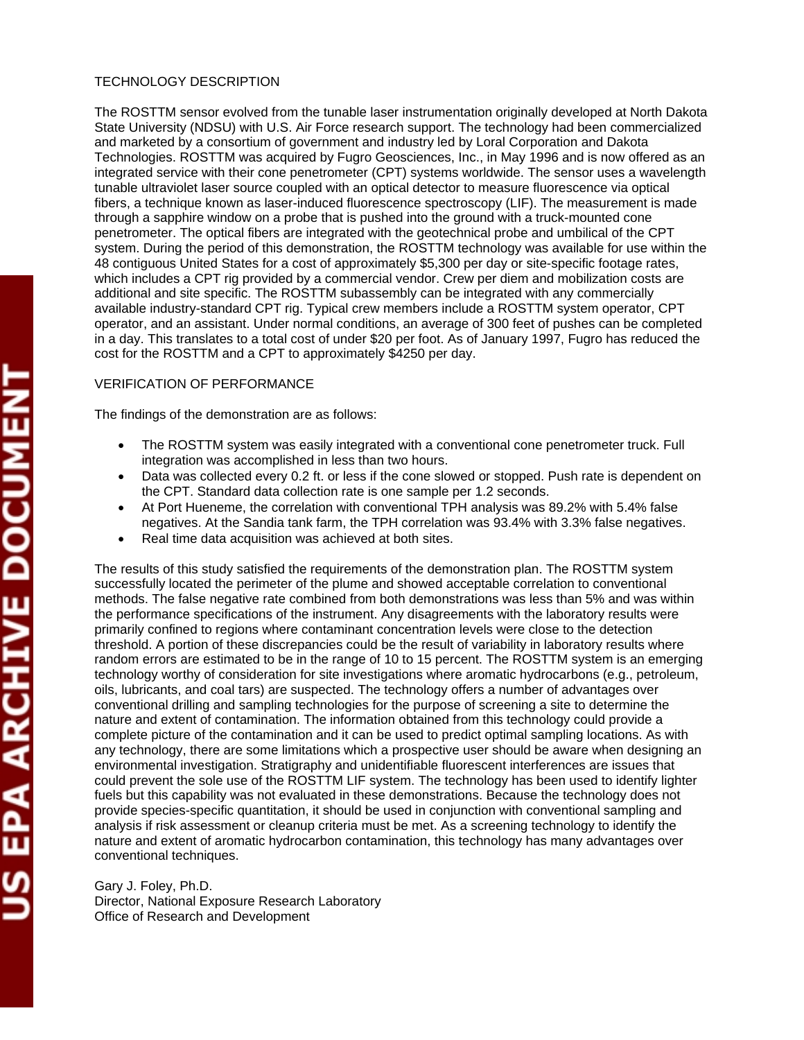## TECHNOLOGY DESCRIPTION

The ROSTTM sensor evolved from the tunable laser instrumentation originally developed at North Dakota State University (NDSU) with U.S. Air Force research support. The technology had been commercialized and marketed by a consortium of government and industry led by Loral Corporation and Dakota Technologies. ROSTTM was acquired by Fugro Geosciences, Inc., in May 1996 and is now offered as an integrated service with their cone penetrometer (CPT) systems worldwide. The sensor uses a wavelength tunable ultraviolet laser source coupled with an optical detector to measure fluorescence via optical fibers, a technique known as laser-induced fluorescence spectroscopy (LIF). The measurement is made through a sapphire window on a probe that is pushed into the ground with a truck-mounted cone penetrometer. The optical fibers are integrated with the geotechnical probe and umbilical of the CPT system. During the period of this demonstration, the ROSTTM technology was available for use within the 48 contiguous United States for a cost of approximately $5,300 per day or site-specific footage rates, which includes a CPT rig provided by a commercial vendor. Crew per diem and mobilization costs are additional and site specific. The ROSTTM subassembly can be integrated with any commercially available industry-standard CPT rig. Typical crew members include a ROSTTM system operator, CPT operator, and an assistant. Under normal conditions, an average of 300 feet of pushes can be completed in a day. This translates to a total cost of under $20 per foot. As of January 1997, Fugro has reduced the cost for the ROSTTM and a CPT to approximately $4250 per day.

## VERIFICATION OF PERFORMANCE

The findings of the demonstration are as follows:

- The ROSTTM system was easily integrated with a conventional cone penetrometer truck. Full integration was accomplished in less than two hours.
- Data was collected every 0.2 ft. or less if the cone slowed or stopped. Push rate is dependent on the CPT. Standard data collection rate is one sample per 1.2 seconds.
- At Port Hueneme, the correlation with conventional TPH analysis was 89.2% with 5.4% false negatives. At the Sandia tank farm, the TPH correlation was 93.4% with 3.3% false negatives.
- Real time data acquisition was achieved at both sites.

The results of this study satisfied the requirements of the demonstration plan. The ROSTTM system successfully located the perimeter of the plume and showed acceptable correlation to conventional methods. The false negative rate combined from both demonstrations was less than 5% and was within the performance specifications of the instrument. Any disagreements with the laboratory results were primarily confined to regions where contaminant concentration levels were close to the detection threshold. A portion of these discrepancies could be the result of variability in laboratory results where random errors are estimated to be in the range of 10 to 15 percent. The ROSTTM system is an emerging technology worthy of consideration for site investigations where aromatic hydrocarbons (e.g., petroleum, oils, lubricants, and coal tars) are suspected. The technology offers a number of advantages over conventional drilling and sampling technologies for the purpose of screening a site to determine the nature and extent of contamination. The information obtained from this technology could provide a complete picture of the contamination and it can be used to predict optimal sampling locations. As with any technology, there are some limitations which a prospective user should be aware when designing an environmental investigation. Stratigraphy and unidentifiable fluorescent interferences are issues that could prevent the sole use of the ROSTTM LIF system. The technology has been used to identify lighter fuels but this capability was not evaluated in these demonstrations. Because the technology does not provide species-specific quantitation, it should be used in conjunction with conventional sampling and analysis if risk assessment or cleanup criteria must be met. As a screening technology to identify the nature and extent of aromatic hydrocarbon contamination, this technology has many advantages over conventional techniques.

Gary J. Foley, Ph.D.
Director, National Exposure Research Laboratory
Office of Research and Development